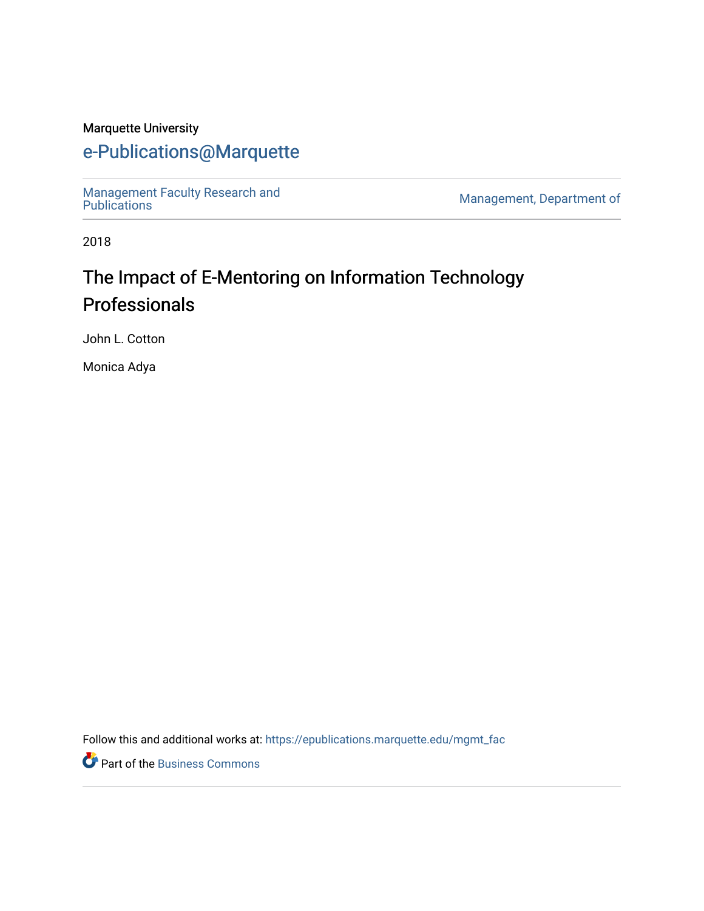Marquette University

# e-Publications@Marquette

Management Faculty Research and Publications

Management, Department of

2018

## The Impact of E-Mentoring on Information Technology Professionals

John L. Cotton

Monica Adya

Follow this and additional works at: https://epublications.marquette.edu/mgmt_fac

Part of the Business Commons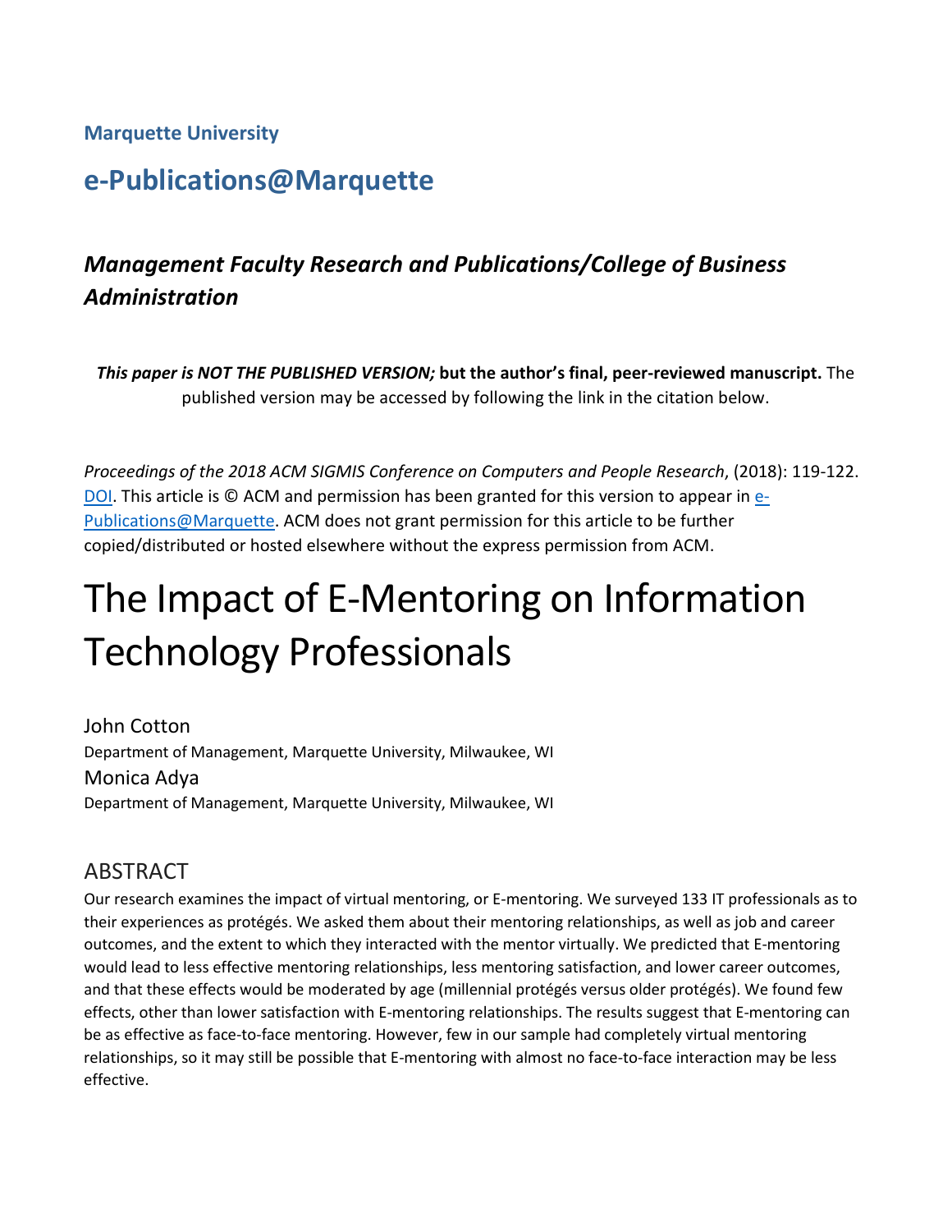**Marquette University**

## e-Publications@Marquette

### *Management Faculty Research and Publications/College of Business Administration*

***This paper is NOT THE PUBLISHED VERSION;* but the author's final, peer-reviewed manuscript.** The published version may be accessed by following the link in the citation below.

*Proceedings of the 2018 ACM SIGMIS Conference on Computers and People Research*, (2018): 119-122. DOI. This article is © ACM and permission has been granted for this version to appear in e-Publications@Marquette. ACM does not grant permission for this article to be further copied/distributed or hosted elsewhere without the express permission from ACM.

# The Impact of E-Mentoring on Information Technology Professionals

John Cotton
Department of Management, Marquette University, Milwaukee, WI
Monica Adya
Department of Management, Marquette University, Milwaukee, WI

## ABSTRACT

Our research examines the impact of virtual mentoring, or E-mentoring. We surveyed 133 IT professionals as to their experiences as protégés. We asked them about their mentoring relationships, as well as job and career outcomes, and the extent to which they interacted with the mentor virtually. We predicted that E-mentoring would lead to less effective mentoring relationships, less mentoring satisfaction, and lower career outcomes, and that these effects would be moderated by age (millennial protégés versus older protégés). We found few effects, other than lower satisfaction with E-mentoring relationships. The results suggest that E-mentoring can be as effective as face-to-face mentoring. However, few in our sample had completely virtual mentoring relationships, so it may still be possible that E-mentoring with almost no face-to-face interaction may be less effective.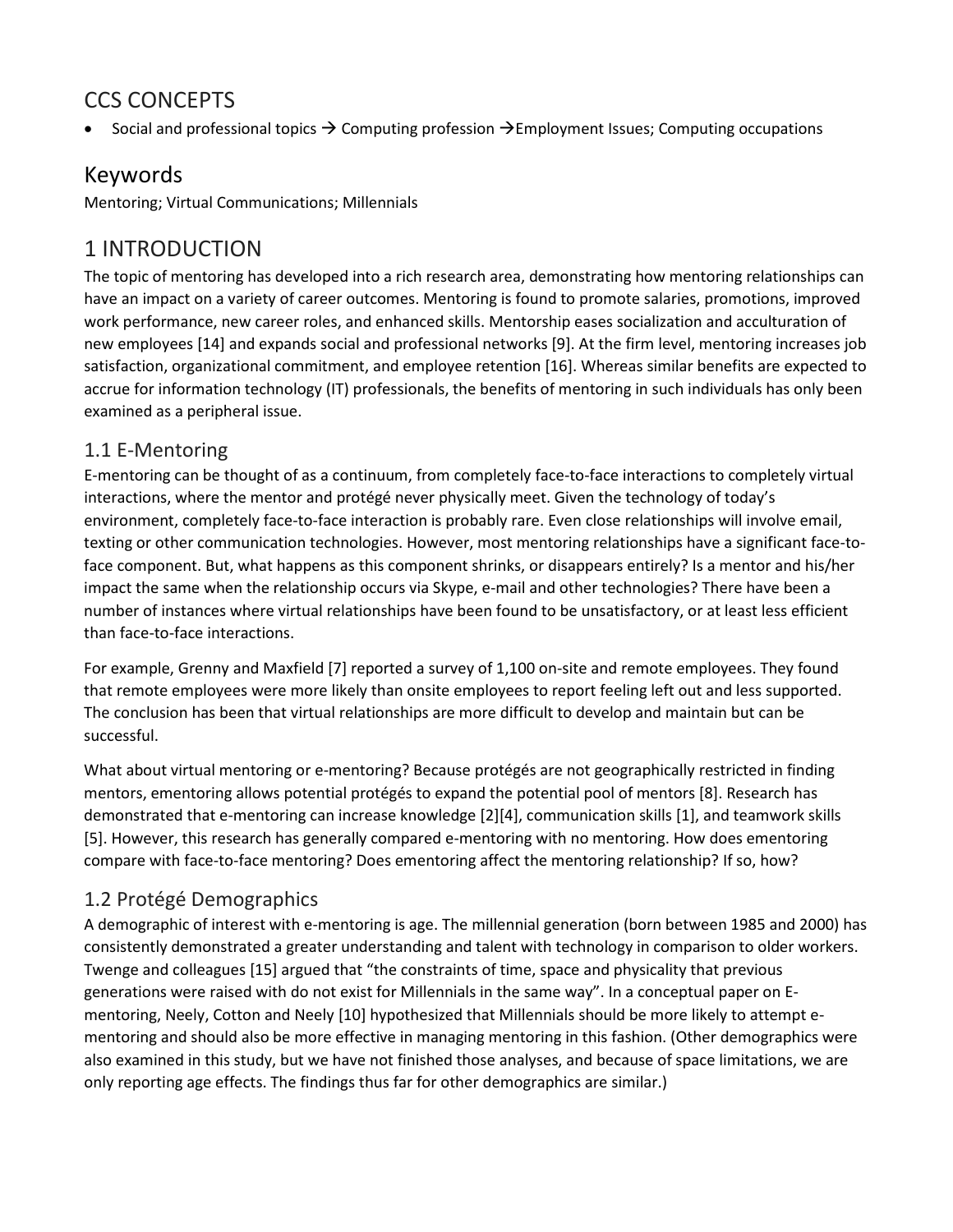## CCS CONCEPTS

- Social and professional topics → Computing profession →Employment Issues; Computing occupations

## Keywords

Mentoring; Virtual Communications; Millennials

# 1 INTRODUCTION

The topic of mentoring has developed into a rich research area, demonstrating how mentoring relationships can have an impact on a variety of career outcomes. Mentoring is found to promote salaries, promotions, improved work performance, new career roles, and enhanced skills. Mentorship eases socialization and acculturation of new employees [14] and expands social and professional networks [9]. At the firm level, mentoring increases job satisfaction, organizational commitment, and employee retention [16]. Whereas similar benefits are expected to accrue for information technology (IT) professionals, the benefits of mentoring in such individuals has only been examined as a peripheral issue.

## 1.1 E-Mentoring

E-mentoring can be thought of as a continuum, from completely face-to-face interactions to completely virtual interactions, where the mentor and protégé never physically meet. Given the technology of today's environment, completely face-to-face interaction is probably rare. Even close relationships will involve email, texting or other communication technologies. However, most mentoring relationships have a significant face-to-face component. But, what happens as this component shrinks, or disappears entirely? Is a mentor and his/her impact the same when the relationship occurs via Skype, e-mail and other technologies? There have been a number of instances where virtual relationships have been found to be unsatisfactory, or at least less efficient than face-to-face interactions.

For example, Grenny and Maxfield [7] reported a survey of 1,100 on-site and remote employees. They found that remote employees were more likely than onsite employees to report feeling left out and less supported. The conclusion has been that virtual relationships are more difficult to develop and maintain but can be successful.

What about virtual mentoring or e-mentoring? Because protégés are not geographically restricted in finding mentors, ementoring allows potential protégés to expand the potential pool of mentors [8]. Research has demonstrated that e-mentoring can increase knowledge [2][4], communication skills [1], and teamwork skills [5]. However, this research has generally compared e-mentoring with no mentoring. How does ementoring compare with face-to-face mentoring? Does ementoring affect the mentoring relationship? If so, how?

## 1.2 Protégé Demographics

A demographic of interest with e-mentoring is age. The millennial generation (born between 1985 and 2000) has consistently demonstrated a greater understanding and talent with technology in comparison to older workers. Twenge and colleagues [15] argued that "the constraints of time, space and physicality that previous generations were raised with do not exist for Millennials in the same way". In a conceptual paper on E-mentoring, Neely, Cotton and Neely [10] hypothesized that Millennials should be more likely to attempt e-mentoring and should also be more effective in managing mentoring in this fashion. (Other demographics were also examined in this study, but we have not finished those analyses, and because of space limitations, we are only reporting age effects. The findings thus far for other demographics are similar.)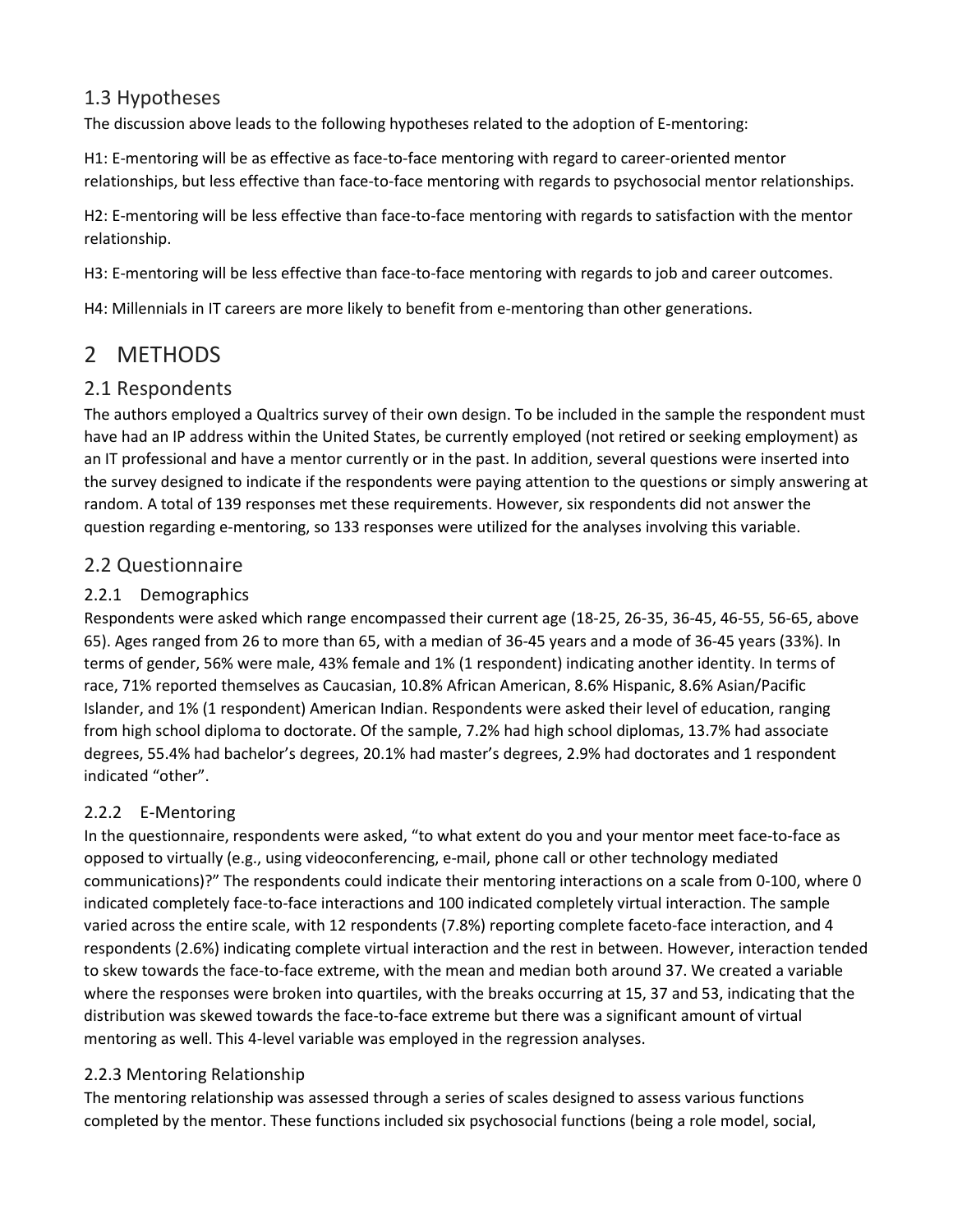## 1.3 Hypotheses

The discussion above leads to the following hypotheses related to the adoption of E-mentoring:

H1: E-mentoring will be as effective as face-to-face mentoring with regard to career-oriented mentor relationships, but less effective than face-to-face mentoring with regards to psychosocial mentor relationships.

H2: E-mentoring will be less effective than face-to-face mentoring with regards to satisfaction with the mentor relationship.

H3: E-mentoring will be less effective than face-to-face mentoring with regards to job and career outcomes.

H4: Millennials in IT careers are more likely to benefit from e-mentoring than other generations.

# 2 METHODS

## 2.1 Respondents

The authors employed a Qualtrics survey of their own design. To be included in the sample the respondent must have had an IP address within the United States, be currently employed (not retired or seeking employment) as an IT professional and have a mentor currently or in the past. In addition, several questions were inserted into the survey designed to indicate if the respondents were paying attention to the questions or simply answering at random. A total of 139 responses met these requirements. However, six respondents did not answer the question regarding e-mentoring, so 133 responses were utilized for the analyses involving this variable.

## 2.2 Questionnaire

### 2.2.1 Demographics

Respondents were asked which range encompassed their current age (18-25, 26-35, 36-45, 46-55, 56-65, above 65). Ages ranged from 26 to more than 65, with a median of 36-45 years and a mode of 36-45 years (33%). In terms of gender, 56% were male, 43% female and 1% (1 respondent) indicating another identity. In terms of race, 71% reported themselves as Caucasian, 10.8% African American, 8.6% Hispanic, 8.6% Asian/Pacific Islander, and 1% (1 respondent) American Indian. Respondents were asked their level of education, ranging from high school diploma to doctorate. Of the sample, 7.2% had high school diplomas, 13.7% had associate degrees, 55.4% had bachelor's degrees, 20.1% had master's degrees, 2.9% had doctorates and 1 respondent indicated "other".

### 2.2.2 E-Mentoring

In the questionnaire, respondents were asked, "to what extent do you and your mentor meet face-to-face as opposed to virtually (e.g., using videoconferencing, e-mail, phone call or other technology mediated communications)?" The respondents could indicate their mentoring interactions on a scale from 0-100, where 0 indicated completely face-to-face interactions and 100 indicated completely virtual interaction. The sample varied across the entire scale, with 12 respondents (7.8%) reporting complete faceto-face interaction, and 4 respondents (2.6%) indicating complete virtual interaction and the rest in between. However, interaction tended to skew towards the face-to-face extreme, with the mean and median both around 37. We created a variable where the responses were broken into quartiles, with the breaks occurring at 15, 37 and 53, indicating that the distribution was skewed towards the face-to-face extreme but there was a significant amount of virtual mentoring as well. This 4-level variable was employed in the regression analyses.

### 2.2.3 Mentoring Relationship

The mentoring relationship was assessed through a series of scales designed to assess various functions completed by the mentor. These functions included six psychosocial functions (being a role model, social,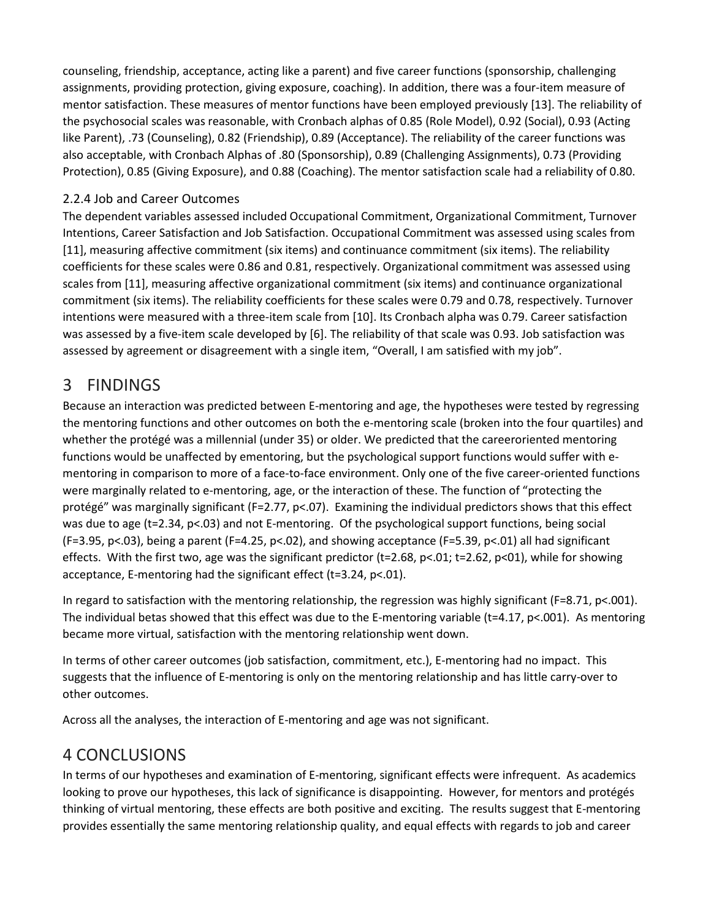counseling, friendship, acceptance, acting like a parent) and five career functions (sponsorship, challenging assignments, providing protection, giving exposure, coaching). In addition, there was a four-item measure of mentor satisfaction. These measures of mentor functions have been employed previously [13]. The reliability of the psychosocial scales was reasonable, with Cronbach alphas of 0.85 (Role Model), 0.92 (Social), 0.93 (Acting like Parent), .73 (Counseling), 0.82 (Friendship), 0.89 (Acceptance). The reliability of the career functions was also acceptable, with Cronbach Alphas of .80 (Sponsorship), 0.89 (Challenging Assignments), 0.73 (Providing Protection), 0.85 (Giving Exposure), and 0.88 (Coaching). The mentor satisfaction scale had a reliability of 0.80.

### 2.2.4 Job and Career Outcomes

The dependent variables assessed included Occupational Commitment, Organizational Commitment, Turnover Intentions, Career Satisfaction and Job Satisfaction. Occupational Commitment was assessed using scales from [11], measuring affective commitment (six items) and continuance commitment (six items). The reliability coefficients for these scales were 0.86 and 0.81, respectively. Organizational commitment was assessed using scales from [11], measuring affective organizational commitment (six items) and continuance organizational commitment (six items). The reliability coefficients for these scales were 0.79 and 0.78, respectively. Turnover intentions were measured with a three-item scale from [10]. Its Cronbach alpha was 0.79. Career satisfaction was assessed by a five-item scale developed by [6]. The reliability of that scale was 0.93. Job satisfaction was assessed by agreement or disagreement with a single item, "Overall, I am satisfied with my job".

## 3 FINDINGS

Because an interaction was predicted between E-mentoring and age, the hypotheses were tested by regressing the mentoring functions and other outcomes on both the e-mentoring scale (broken into the four quartiles) and whether the protégé was a millennial (under 35) or older. We predicted that the careeroriented mentoring functions would be unaffected by ementoring, but the psychological support functions would suffer with e-mentoring in comparison to more of a face-to-face environment. Only one of the five career-oriented functions were marginally related to e-mentoring, age, or the interaction of these. The function of "protecting the protégé" was marginally significant ($F=2.77$, $p<.07$). Examining the individual predictors shows that this effect was due to age ($t=2.34$, $p<.03$) and not E-mentoring. Of the psychological support functions, being social ($F=3.95$, $p<.03$), being a parent ($F=4.25$, $p<.02$), and showing acceptance ($F=5.39$, $p<.01$) all had significant effects. With the first two, age was the significant predictor ($t=2.68$, $p<.01$; $t=2.62$, $p<01$), while for showing acceptance, E-mentoring had the significant effect ($t=3.24$, $p<.01$).

In regard to satisfaction with the mentoring relationship, the regression was highly significant ($F=8.71$, $p<.001$). The individual betas showed that this effect was due to the E-mentoring variable ($t=4.17$, $p<.001$). As mentoring became more virtual, satisfaction with the mentoring relationship went down.

In terms of other career outcomes (job satisfaction, commitment, etc.), E-mentoring had no impact. This suggests that the influence of E-mentoring is only on the mentoring relationship and has little carry-over to other outcomes.

Across all the analyses, the interaction of E-mentoring and age was not significant.

## 4 CONCLUSIONS

In terms of our hypotheses and examination of E-mentoring, significant effects were infrequent. As academics looking to prove our hypotheses, this lack of significance is disappointing. However, for mentors and protégés thinking of virtual mentoring, these effects are both positive and exciting. The results suggest that E-mentoring provides essentially the same mentoring relationship quality, and equal effects with regards to job and career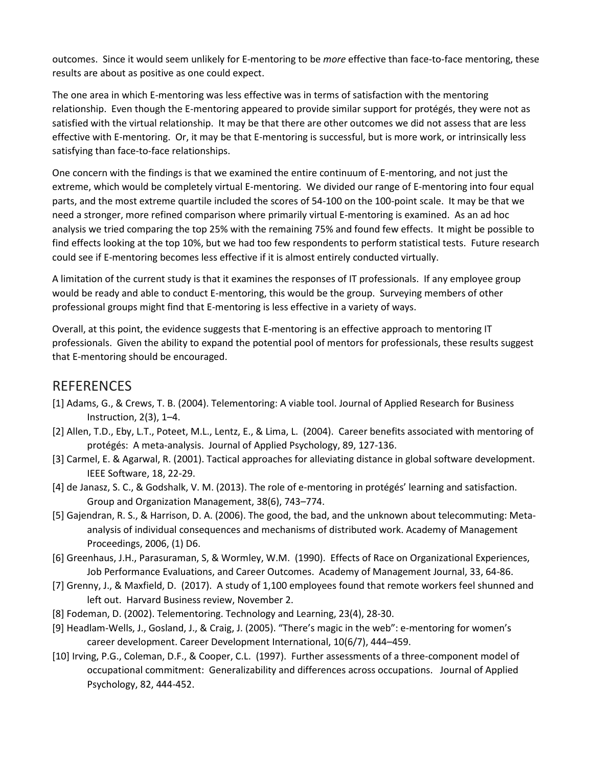outcomes. Since it would seem unlikely for E-mentoring to be *more* effective than face-to-face mentoring, these results are about as positive as one could expect.

The one area in which E-mentoring was less effective was in terms of satisfaction with the mentoring relationship. Even though the E-mentoring appeared to provide similar support for protégés, they were not as satisfied with the virtual relationship. It may be that there are other outcomes we did not assess that are less effective with E-mentoring. Or, it may be that E-mentoring is successful, but is more work, or intrinsically less satisfying than face-to-face relationships.

One concern with the findings is that we examined the entire continuum of E-mentoring, and not just the extreme, which would be completely virtual E-mentoring. We divided our range of E-mentoring into four equal parts, and the most extreme quartile included the scores of 54-100 on the 100-point scale. It may be that we need a stronger, more refined comparison where primarily virtual E-mentoring is examined. As an ad hoc analysis we tried comparing the top 25% with the remaining 75% and found few effects. It might be possible to find effects looking at the top 10%, but we had too few respondents to perform statistical tests. Future research could see if E-mentoring becomes less effective if it is almost entirely conducted virtually.

A limitation of the current study is that it examines the responses of IT professionals. If any employee group would be ready and able to conduct E-mentoring, this would be the group. Surveying members of other professional groups might find that E-mentoring is less effective in a variety of ways.

Overall, at this point, the evidence suggests that E-mentoring is an effective approach to mentoring IT professionals. Given the ability to expand the potential pool of mentors for professionals, these results suggest that E-mentoring should be encouraged.

## REFERENCES

[1] Adams, G., & Crews, T. B. (2004). Telementoring: A viable tool. Journal of Applied Research for Business Instruction, 2(3), 1–4.

[2] Allen, T.D., Eby, L.T., Poteet, M.L., Lentz, E., & Lima, L. (2004). Career benefits associated with mentoring of protégés: A meta-analysis. Journal of Applied Psychology, 89, 127-136.

[3] Carmel, E. & Agarwal, R. (2001). Tactical approaches for alleviating distance in global software development. IEEE Software, 18, 22-29.

[4] de Janasz, S. C., & Godshalk, V. M. (2013). The role of e-mentoring in protégés' learning and satisfaction. Group and Organization Management, 38(6), 743–774.

[5] Gajendran, R. S., & Harrison, D. A. (2006). The good, the bad, and the unknown about telecommuting: Meta-analysis of individual consequences and mechanisms of distributed work. Academy of Management Proceedings, 2006, (1) D6.

[6] Greenhaus, J.H., Parasuraman, S, & Wormley, W.M. (1990). Effects of Race on Organizational Experiences, Job Performance Evaluations, and Career Outcomes. Academy of Management Journal, 33, 64-86.

[7] Grenny, J., & Maxfield, D. (2017). A study of 1,100 employees found that remote workers feel shunned and left out. Harvard Business review, November 2.

[8] Fodeman, D. (2002). Telementoring. Technology and Learning, 23(4), 28-30.

[9] Headlam-Wells, J., Gosland, J., & Craig, J. (2005). "There's magic in the web": e-mentoring for women's career development. Career Development International, 10(6/7), 444–459.

[10] Irving, P.G., Coleman, D.F., & Cooper, C.L. (1997). Further assessments of a three-component model of occupational commitment: Generalizability and differences across occupations. Journal of Applied Psychology, 82, 444-452.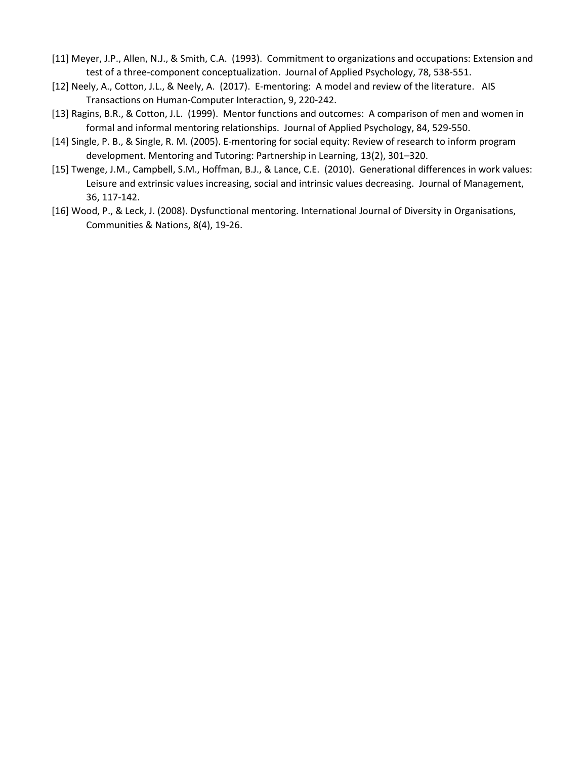[11] Meyer, J.P., Allen, N.J., & Smith, C.A. (1993). Commitment to organizations and occupations: Extension and test of a three-component conceptualization. Journal of Applied Psychology, 78, 538-551.

[12] Neely, A., Cotton, J.L., & Neely, A. (2017). E-mentoring: A model and review of the literature. AIS Transactions on Human-Computer Interaction, 9, 220-242.

[13] Ragins, B.R., & Cotton, J.L. (1999). Mentor functions and outcomes: A comparison of men and women in formal and informal mentoring relationships. Journal of Applied Psychology, 84, 529-550.

[14] Single, P. B., & Single, R. M. (2005). E-mentoring for social equity: Review of research to inform program development. Mentoring and Tutoring: Partnership in Learning, 13(2), 301–320.

[15] Twenge, J.M., Campbell, S.M., Hoffman, B.J., & Lance, C.E. (2010). Generational differences in work values: Leisure and extrinsic values increasing, social and intrinsic values decreasing. Journal of Management, 36, 117-142.

[16] Wood, P., & Leck, J. (2008). Dysfunctional mentoring. International Journal of Diversity in Organisations, Communities & Nations, 8(4), 19-26.